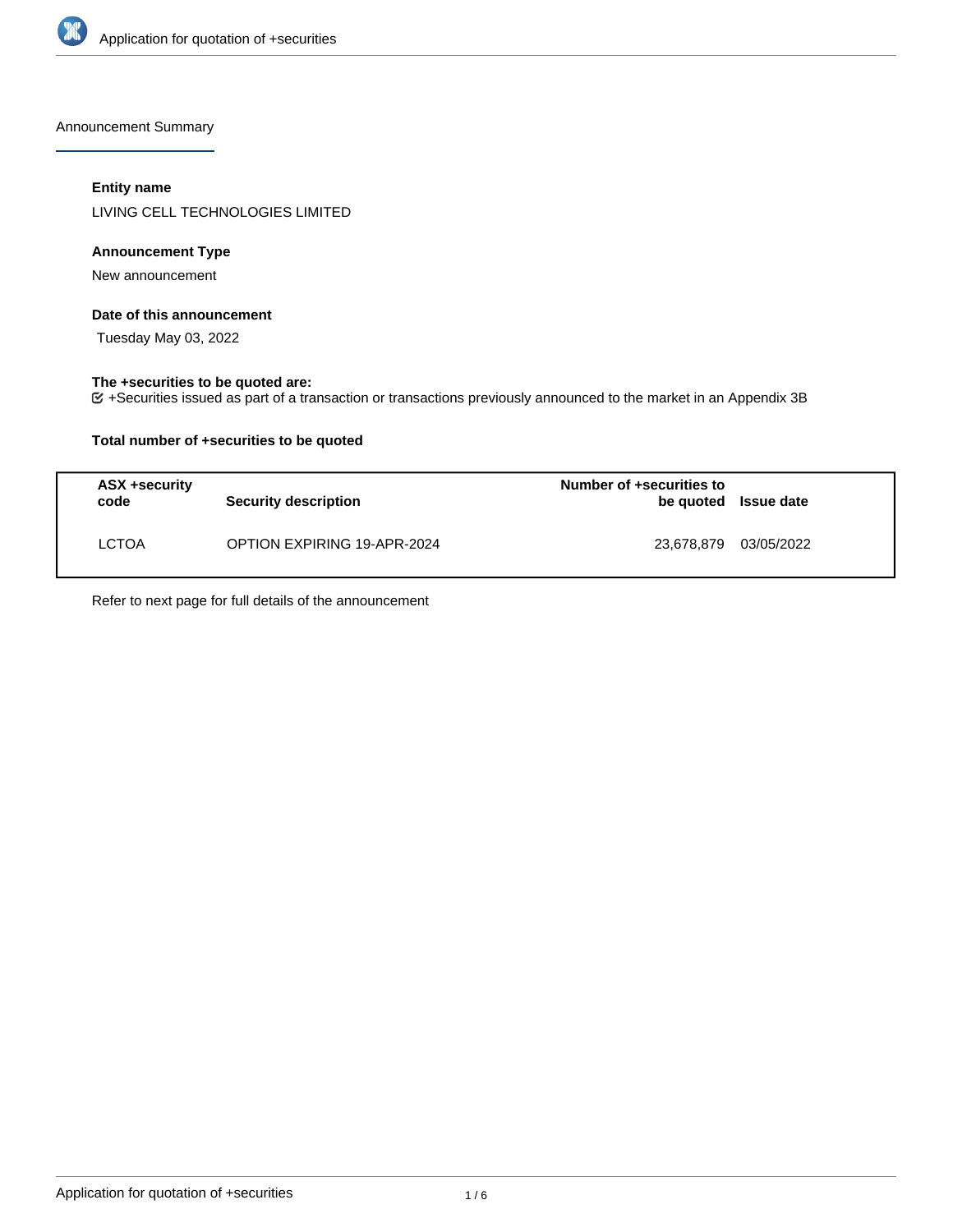Announcement Summary

**Entity name**

LIVING CELL TECHNOLOGIES LIMITED

**Announcement Type**

New announcement

**Date of this announcement**

Tuesday May 03, 2022

**The +securities to be quoted are:**

+Securities issued as part of a transaction or transactions previously announced to the market in an Appendix 3B

**Total number of +securities to be quoted**

| ASX +security code | Security description | Number of +securities to be quoted | Issue date |
|---|---|---|---|
| LCTOA | OPTION EXPIRING 19-APR-2024 | 23,678,879 | 03/05/2022 |

Refer to next page for full details of the announcement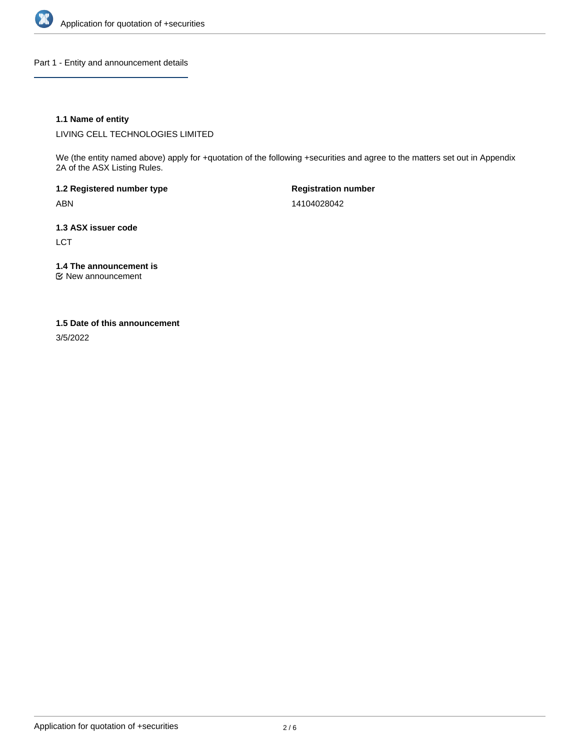## Part 1 - Entity and announcement details

### 1.1 Name of entity

LIVING CELL TECHNOLOGIES LIMITED

We (the entity named above) apply for +quotation of the following +securities and agree to the matters set out in Appendix 2A of the ASX Listing Rules.

**1.2 Registered number type**

ABN

**Registration number**

14104028042

### 1.3 ASX issuer code

LCT

### 1.4 The announcement is

☑ New announcement

### 1.5 Date of this announcement

3/5/2022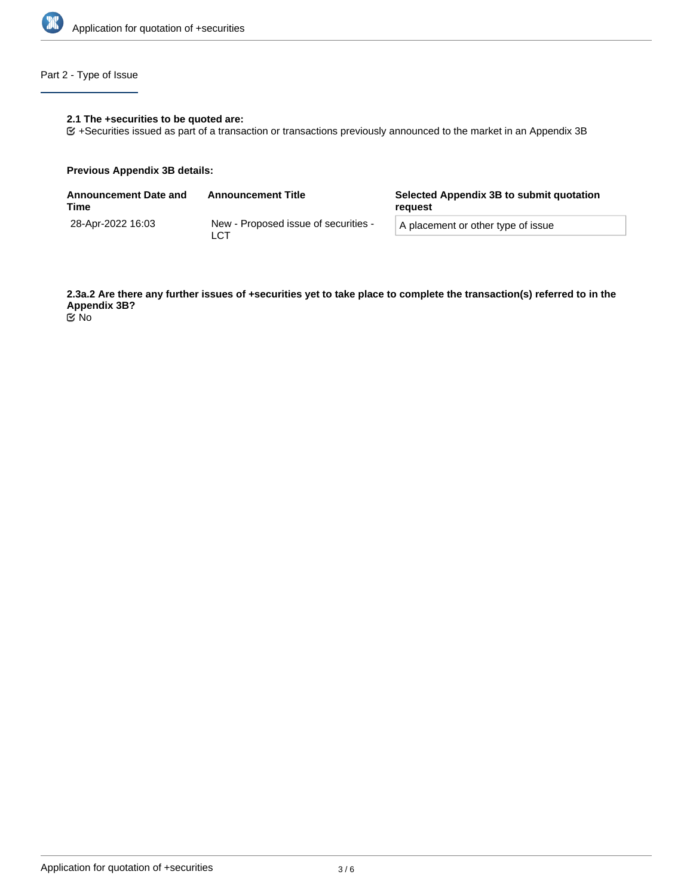## Part 2 - Type of Issue

**2.1 The +securities to be quoted are:**

+Securities issued as part of a transaction or transactions previously announced to the market in an Appendix 3B

**Previous Appendix 3B details:**

| Announcement Date and Time | Announcement Title | Selected Appendix 3B to submit quotation request |
|---|---|---|
| 28-Apr-2022 16:03 | New - Proposed issue of securities - LCT | A placement or other type of issue |

**2.3a.2 Are there any further issues of +securities yet to take place to complete the transaction(s) referred to in the Appendix 3B?**

No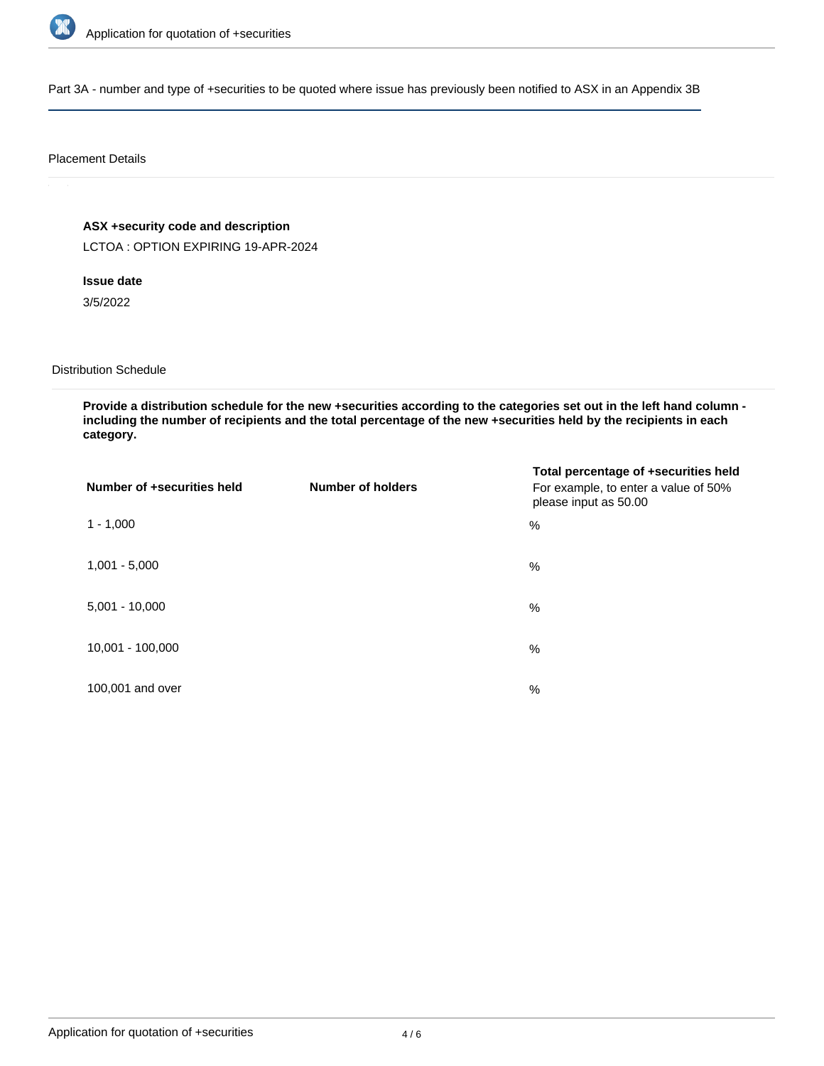## Part 3A - number and type of +securities to be quoted where issue has previously been notified to ASX in an Appendix 3B

### Placement Details

**ASX +security code and description**

LCTOA : OPTION EXPIRING 19-APR-2024

**Issue date**

3/5/2022

### Distribution Schedule

**Provide a distribution schedule for the new +securities according to the categories set out in the left hand column - including the number of recipients and the total percentage of the new +securities held by the recipients in each category.**

| Number of +securities held | Number of holders | Total percentage of +securities held For example, to enter a value of 50% please input as 50.00 |
|---|---|---|
| 1 - 1,000 | | % |
| 1,001 - 5,000 | | % |
| 5,001 - 10,000 | | % |
| 10,001 - 100,000 | | % |
| 100,001 and over | | % |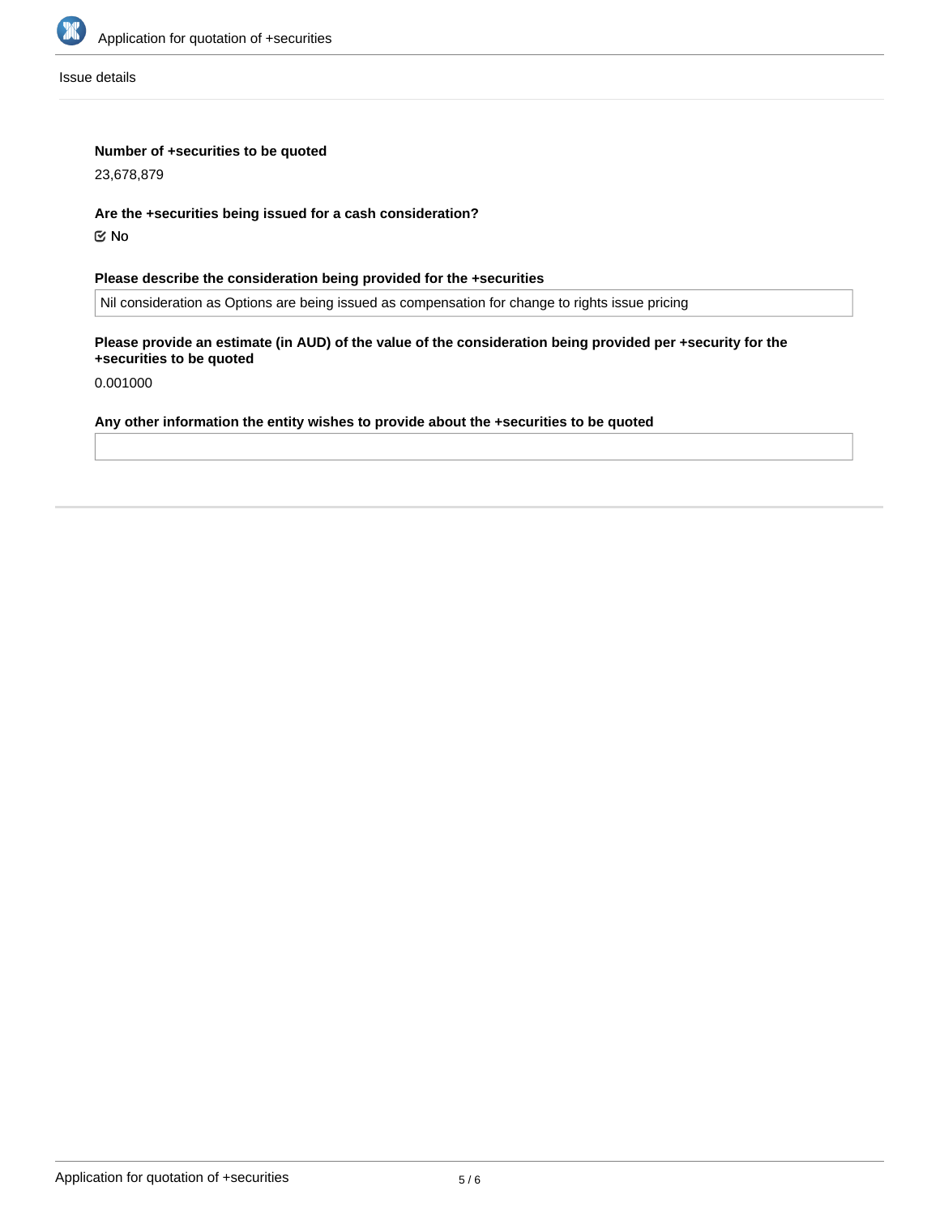Issue details

**Number of +securities to be quoted**

23,678,879

**Are the +securities being issued for a cash consideration?**

☑ No

**Please describe the consideration being provided for the +securities**

Nil consideration as Options are being issued as compensation for change to rights issue pricing

**Please provide an estimate (in AUD) of the value of the consideration being provided per +security for the +securities to be quoted**

0.001000

**Any other information the entity wishes to provide about the +securities to be quoted**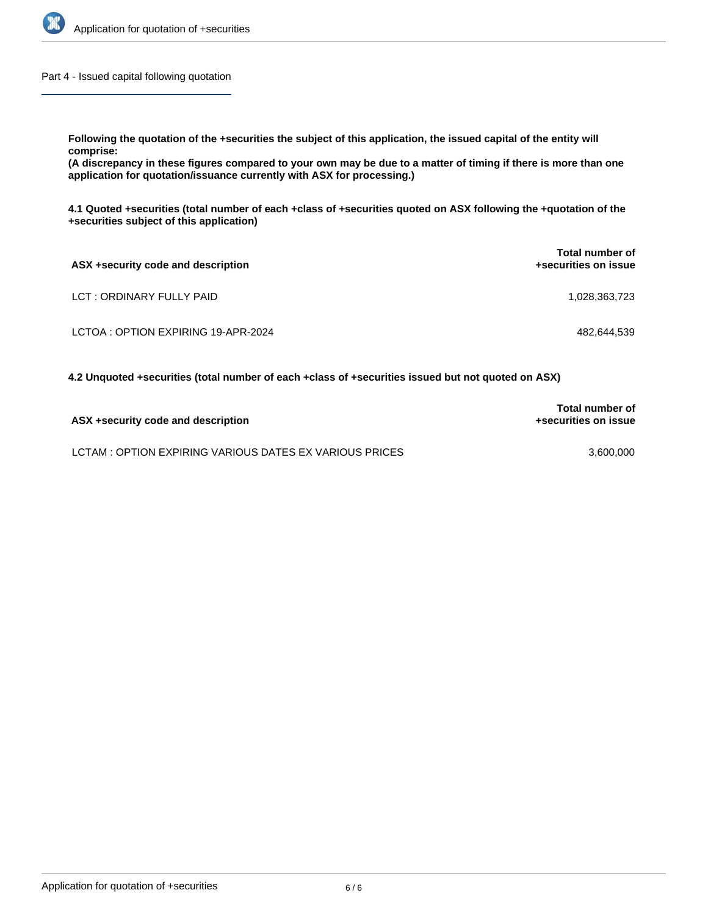## Part 4 - Issued capital following quotation

**Following the quotation of the +securities the subject of this application, the issued capital of the entity will comprise:**
**(A discrepancy in these figures compared to your own may be due to a matter of timing if there is more than one application for quotation/issuance currently with ASX for processing.)**

**4.1 Quoted +securities (total number of each +class of +securities quoted on ASX following the +quotation of the +securities subject of this application)**

| ASX +security code and description | Total number of +securities on issue |
|---|---|
| LCT : ORDINARY FULLY PAID | 1,028,363,723 |
| LCTOA : OPTION EXPIRING 19-APR-2024 | 482,644,539 |

**4.2 Unquoted +securities (total number of each +class of +securities issued but not quoted on ASX)**

| ASX +security code and description | Total number of +securities on issue |
|---|---|
| LCTAM : OPTION EXPIRING VARIOUS DATES EX VARIOUS PRICES | 3,600,000 |